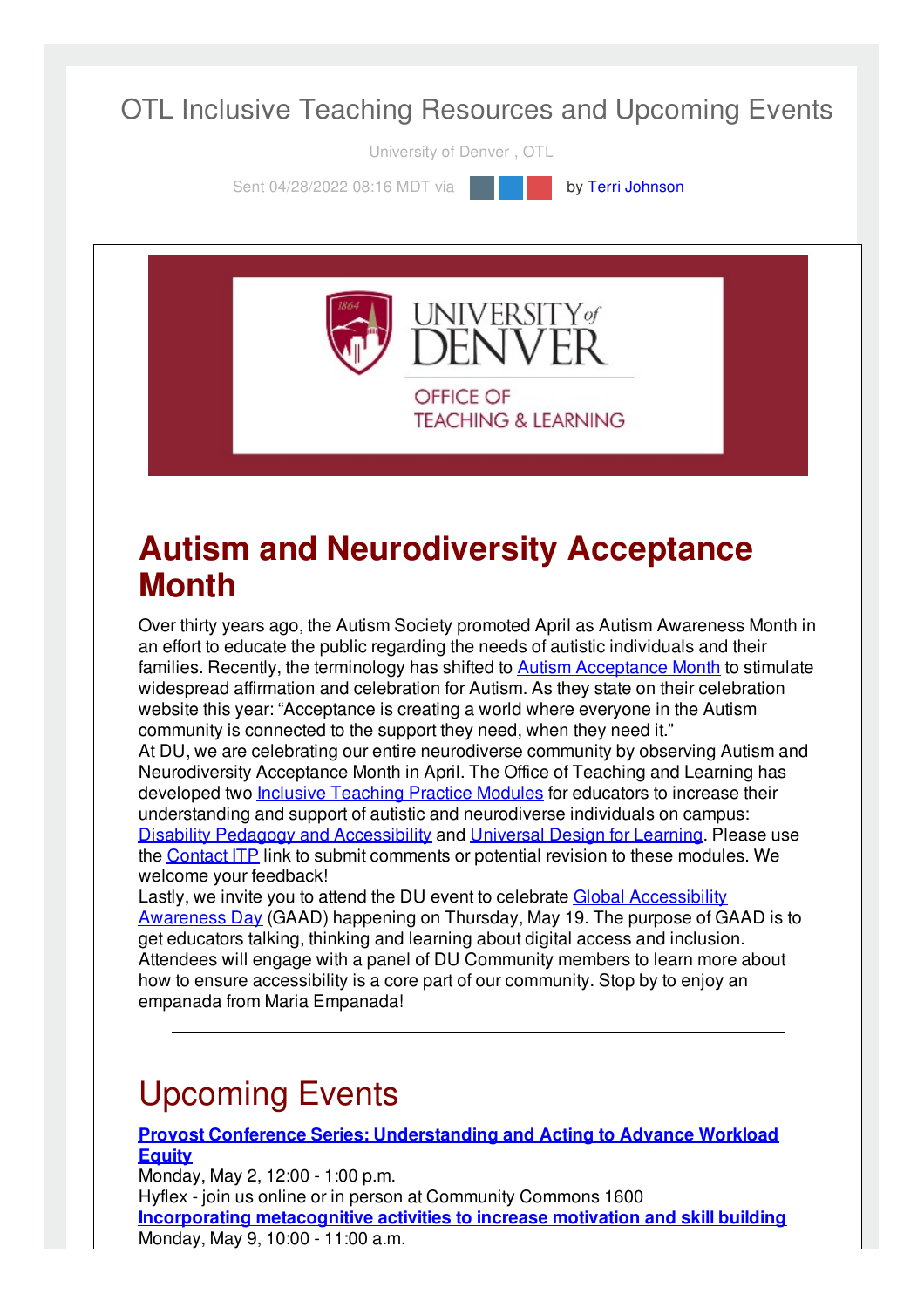# OTL Inclusive Teaching Resources and Upcoming Events

University of Denver , OTL

Sent 04/28/2022 08:16 MDT via by Terri Johnson

UNIVERSITY of DENVER

OFFICE OF TEACHING & LEARNING

## Autism and Neurodiversity Acceptance Month

Over thirty years ago, the Autism Society promoted April as Autism Awareness Month in an effort to educate the public regarding the needs of autistic individuals and their families. Recently, the terminology has shifted to Autism Acceptance Month to stimulate widespread affirmation and celebration for Autism. As they state on their celebration website this year: "Acceptance is creating a world where everyone in the Autism community is connected to the support they need, when they need it."

At DU, we are celebrating our entire neurodiverse community by observing Autism and Neurodiversity Acceptance Month in April. The Office of Teaching and Learning has developed two Inclusive Teaching Practice Modules for educators to increase their understanding and support of autistic and neurodiverse individuals on campus: Disability Pedagogy and Accessibility and Universal Design for Learning. Please use the Contact ITP link to submit comments or potential revision to these modules. We welcome your feedback!

Lastly, we invite you to attend the DU event to celebrate Global Accessibility Awareness Day (GAAD) happening on Thursday, May 19. The purpose of GAAD is to get educators talking, thinking and learning about digital access and inclusion. Attendees will engage with a panel of DU Community members to learn more about how to ensure accessibility is a core part of our community. Stop by to enjoy an empanada from Maria Empanada!

---

## Upcoming Events

**Provost Conference Series: Understanding and Acting to Advance Workload Equity**
Monday, May 2, 12:00 - 1:00 p.m.
Hyflex - join us online or in person at Community Commons 1600

**Incorporating metacognitive activities to increase motivation and skill building**
Monday, May 9, 10:00 - 11:00 a.m.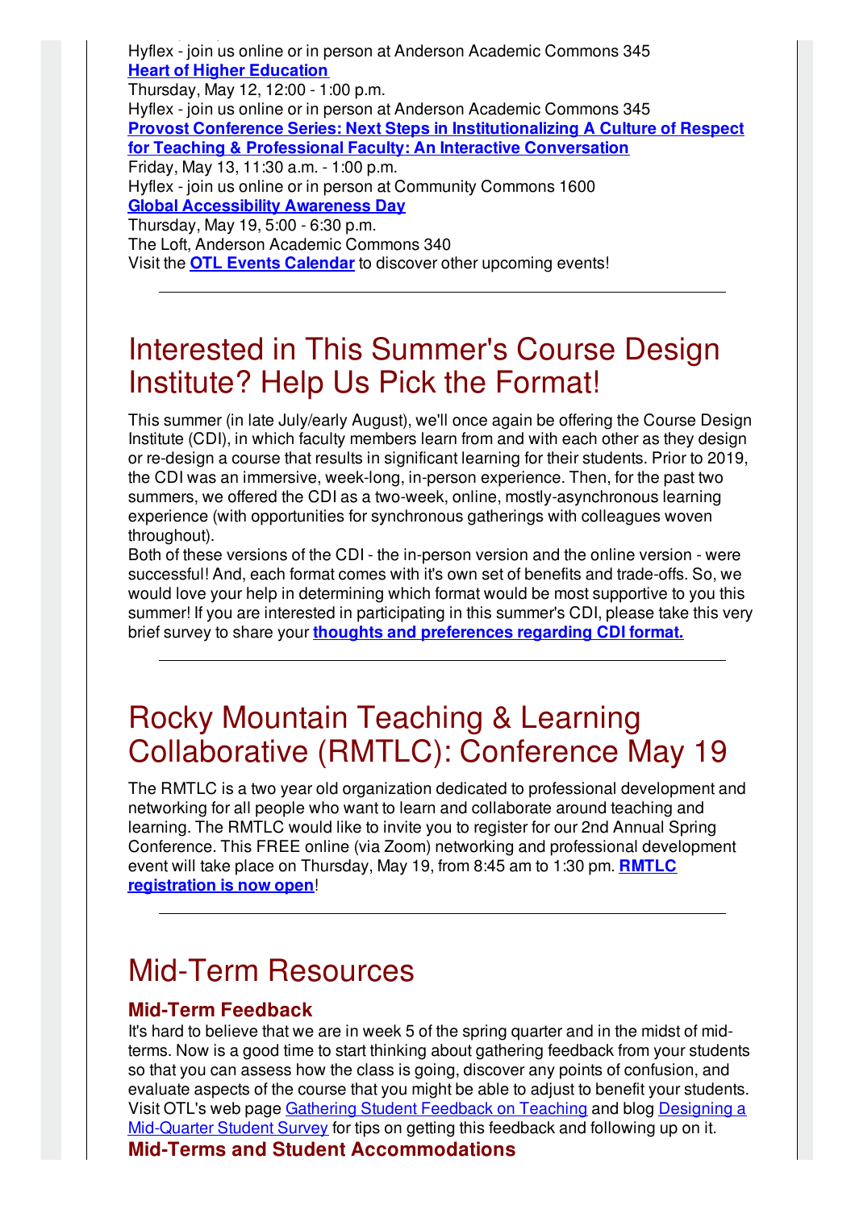Hyflex - join us online or in person at Anderson Academic Commons 345

**Heart of Higher Education**

Thursday, May 12, 12:00 - 1:00 p.m.

Hyflex - join us online or in person at Anderson Academic Commons 345

**Provost Conference Series: Next Steps in Institutionalizing A Culture of Respect for Teaching & Professional Faculty: An Interactive Conversation**

Friday, May 13, 11:30 a.m. - 1:00 p.m.

Hyflex - join us online or in person at Community Commons 1600

**Global Accessibility Awareness Day**

Thursday, May 19, 5:00 - 6:30 p.m.

The Loft, Anderson Academic Commons 340

Visit the **OTL Events Calendar** to discover other upcoming events!

---

# Interested in This Summer's Course Design Institute? Help Us Pick the Format!

This summer (in late July/early August), we'll once again be offering the Course Design Institute (CDI), in which faculty members learn from and with each other as they design or re-design a course that results in significant learning for their students. Prior to 2019, the CDI was an immersive, week-long, in-person experience. Then, for the past two summers, we offered the CDI as a two-week, online, mostly-asynchronous learning experience (with opportunities for synchronous gatherings with colleagues woven throughout).

Both of these versions of the CDI - the in-person version and the online version - were successful! And, each format comes with it's own set of benefits and trade-offs. So, we would love your help in determining which format would be most supportive to you this summer! If you are interested in participating in this summer's CDI, please take this very brief survey to share your **thoughts and preferences regarding CDI format.**

---

# Rocky Mountain Teaching & Learning Collaborative (RMTLC): Conference May 19

The RMTLC is a two year old organization dedicated to professional development and networking for all people who want to learn and collaborate around teaching and learning. The RMTLC would like to invite you to register for our 2nd Annual Spring Conference. This FREE online (via Zoom) networking and professional development event will take place on Thursday, May 19, from 8:45 am to 1:30 pm. **RMTLC registration is now open**!

---

# Mid-Term Resources

### Mid-Term Feedback

It's hard to believe that we are in week 5 of the spring quarter and in the midst of mid-terms. Now is a good time to start thinking about gathering feedback from your students so that you can assess how the class is going, discover any points of confusion, and evaluate aspects of the course that you might be able to adjust to benefit your students. Visit OTL's web page Gathering Student Feedback on Teaching and blog Designing a Mid-Quarter Student Survey for tips on getting this feedback and following up on it.

### Mid-Terms and Student Accommodations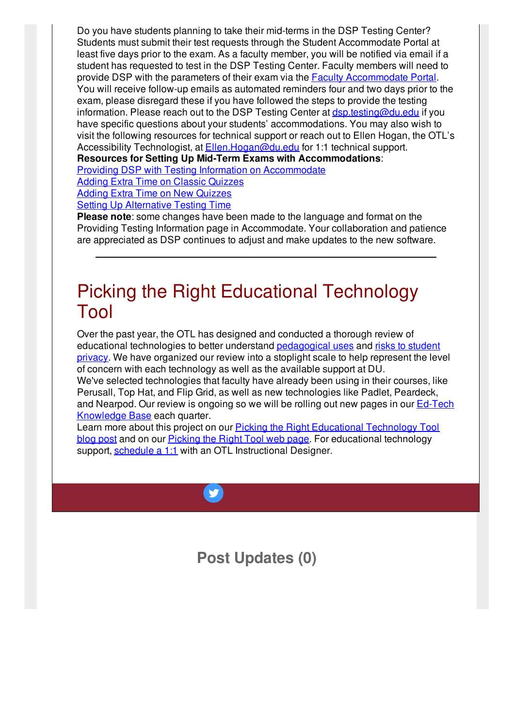Do you have students planning to take their mid-terms in the DSP Testing Center? Students must submit their test requests through the Student Accommodate Portal at least five days prior to the exam. As a faculty member, you will be notified via email if a student has requested to test in the DSP Testing Center. Faculty members will need to provide DSP with the parameters of their exam via the Faculty Accommodate Portal. You will receive follow-up emails as automated reminders four and two days prior to the exam, please disregard these if you have followed the steps to provide the testing information. Please reach out to the DSP Testing Center at dsp.testing@du.edu if you have specific questions about your students' accommodations. You may also wish to visit the following resources for technical support or reach out to Ellen Hogan, the OTL's Accessibility Technologist, at Ellen.Hogan@du.edu for 1:1 technical support.

**Resources for Setting Up Mid-Term Exams with Accommodations**:

Providing DSP with Testing Information on Accommodate
Adding Extra Time on Classic Quizzes
Adding Extra Time on New Quizzes
Setting Up Alternative Testing Time

**Please note**: some changes have been made to the language and format on the Providing Testing Information page in Accommodate. Your collaboration and patience are appreciated as DSP continues to adjust and make updates to the new software.

---

# Picking the Right Educational Technology Tool

Over the past year, the OTL has designed and conducted a thorough review of educational technologies to better understand pedagogical uses and risks to student privacy. We have organized our review into a stoplight scale to help represent the level of concern with each technology as well as the available support at DU.

We've selected technologies that faculty have already been using in their courses, like Perusall, Top Hat, and Flip Grid, as well as new technologies like Padlet, Peardeck, and Nearpod. Our review is ongoing so we will be rolling out new pages in our Ed-Tech Knowledge Base each quarter.

Learn more about this project on our Picking the Right Educational Technology Tool blog post and on our Picking the Right Tool web page. For educational technology support, schedule a 1:1 with an OTL Instructional Designer.

## Post Updates (0)